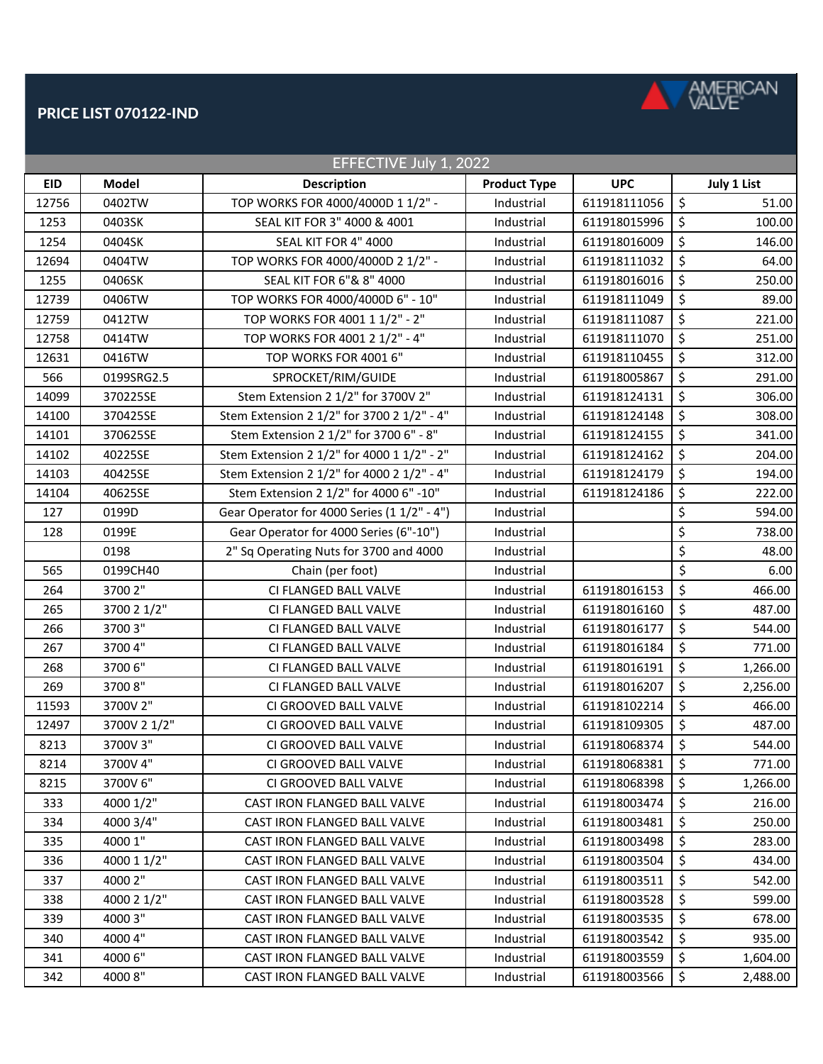# PRICE LIST 070122-IND

AMERICAN VALVE

EFFECTIVE July 1, 2022

| EID | Model | Description | Product Type | UPC | July 1 List |
|---|---|---|---|---|---|
| 12756 | 0402TW | TOP WORKS FOR 4000/4000D 1 1/2" - | Industrial | 611918111056 | $ 51.00 |
| 1253 | 0403SK | SEAL KIT FOR 3" 4000 & 4001 | Industrial | 611918015996 | $ 100.00 |
| 1254 | 0404SK | SEAL KIT FOR 4" 4000 | Industrial | 611918016009 | $ 146.00 |
| 12694 | 0404TW | TOP WORKS FOR 4000/4000D 2 1/2" - | Industrial | 611918111032 | $ 64.00 |
| 1255 | 0406SK | SEAL KIT FOR 6"& 8" 4000 | Industrial | 611918016016 | $ 250.00 |
| 12739 | 0406TW | TOP WORKS FOR 4000/4000D 6" - 10" | Industrial | 611918111049 | $ 89.00 |
| 12759 | 0412TW | TOP WORKS FOR 4001 1 1/2" - 2" | Industrial | 611918111087 | $ 221.00 |
| 12758 | 0414TW | TOP WORKS FOR 4001 2 1/2" - 4" | Industrial | 611918111070 | $ 251.00 |
| 12631 | 0416TW | TOP WORKS FOR 4001 6" | Industrial | 611918110455 | $ 312.00 |
| 566 | 0199SRG2.5 | SPROCKET/RIM/GUIDE | Industrial | 611918005867 | $ 291.00 |
| 14099 | 370225SE | Stem Extension 2 1/2" for 3700V 2" | Industrial | 611918124131 | $ 306.00 |
| 14100 | 370425SE | Stem Extension 2 1/2" for 3700 2 1/2" - 4" | Industrial | 611918124148 | $ 308.00 |
| 14101 | 370625SE | Stem Extension 2 1/2" for 3700 6" - 8" | Industrial | 611918124155 | $ 341.00 |
| 14102 | 40225SE | Stem Extension 2 1/2" for 4000 1 1/2" - 2" | Industrial | 611918124162 | $ 204.00 |
| 14103 | 40425SE | Stem Extension 2 1/2" for 4000 2 1/2" - 4" | Industrial | 611918124179 | $ 194.00 |
| 14104 | 40625SE | Stem Extension 2 1/2" for 4000 6" -10" | Industrial | 611918124186 | $ 222.00 |
| 127 | 0199D | Gear Operator for 4000 Series (1 1/2" - 4") | Industrial | | $ 594.00 |
| 128 | 0199E | Gear Operator for 4000 Series (6"-10") | Industrial | | $ 738.00 |
| | 0198 | 2" Sq Operating Nuts for 3700 and 4000 | Industrial | | $ 48.00 |
| 565 | 0199CH40 | Chain (per foot) | Industrial | | $ 6.00 |
| 264 | 3700 2" | CI FLANGED BALL VALVE | Industrial | 611918016153 | $ 466.00 |
| 265 | 3700 2 1/2" | CI FLANGED BALL VALVE | Industrial | 611918016160 | $ 487.00 |
| 266 | 3700 3" | CI FLANGED BALL VALVE | Industrial | 611918016177 | $ 544.00 |
| 267 | 3700 4" | CI FLANGED BALL VALVE | Industrial | 611918016184 | $ 771.00 |
| 268 | 3700 6" | CI FLANGED BALL VALVE | Industrial | 611918016191 | $ 1,266.00 |
| 269 | 3700 8" | CI FLANGED BALL VALVE | Industrial | 611918016207 | $ 2,256.00 |
| 11593 | 3700V 2" | CI GROOVED BALL VALVE | Industrial | 611918102214 | $ 466.00 |
| 12497 | 3700V 2 1/2" | CI GROOVED BALL VALVE | Industrial | 611918109305 | $ 487.00 |
| 8213 | 3700V 3" | CI GROOVED BALL VALVE | Industrial | 611918068374 | $ 544.00 |
| 8214 | 3700V 4" | CI GROOVED BALL VALVE | Industrial | 611918068381 | $ 771.00 |
| 8215 | 3700V 6" | CI GROOVED BALL VALVE | Industrial | 611918068398 | $ 1,266.00 |
| 333 | 4000 1/2" | CAST IRON FLANGED BALL VALVE | Industrial | 611918003474 | $ 216.00 |
| 334 | 4000 3/4" | CAST IRON FLANGED BALL VALVE | Industrial | 611918003481 | $ 250.00 |
| 335 | 4000 1" | CAST IRON FLANGED BALL VALVE | Industrial | 611918003498 | $ 283.00 |
| 336 | 4000 1 1/2" | CAST IRON FLANGED BALL VALVE | Industrial | 611918003504 | $ 434.00 |
| 337 | 4000 2" | CAST IRON FLANGED BALL VALVE | Industrial | 611918003511 | $ 542.00 |
| 338 | 4000 2 1/2" | CAST IRON FLANGED BALL VALVE | Industrial | 611918003528 | $ 599.00 |
| 339 | 4000 3" | CAST IRON FLANGED BALL VALVE | Industrial | 611918003535 | $ 678.00 |
| 340 | 4000 4" | CAST IRON FLANGED BALL VALVE | Industrial | 611918003542 | $ 935.00 |
| 341 | 4000 6" | CAST IRON FLANGED BALL VALVE | Industrial | 611918003559 | $ 1,604.00 |
| 342 | 4000 8" | CAST IRON FLANGED BALL VALVE | Industrial | 611918003566 | $ 2,488.00 |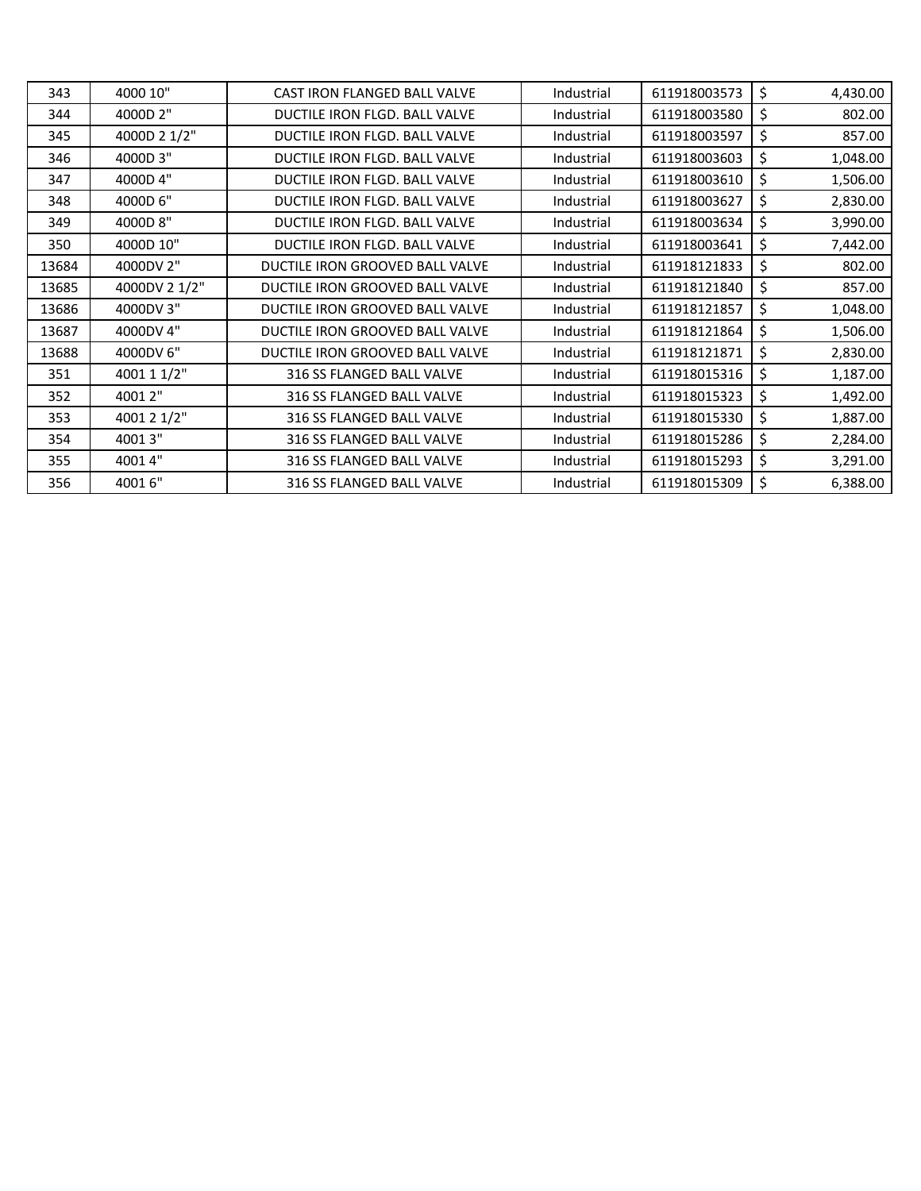| | | | | | |
|---|---|---|---|---|---|
| 343 | 4000 10" | CAST IRON FLANGED BALL VALVE | Industrial | 611918003573 | $ 4,430.00 |
| 344 | 4000D 2" | DUCTILE IRON FLGD. BALL VALVE | Industrial | 611918003580 | $ 802.00 |
| 345 | 4000D 2 1/2" | DUCTILE IRON FLGD. BALL VALVE | Industrial | 611918003597 | $ 857.00 |
| 346 | 4000D 3" | DUCTILE IRON FLGD. BALL VALVE | Industrial | 611918003603 | $ 1,048.00 |
| 347 | 4000D 4" | DUCTILE IRON FLGD. BALL VALVE | Industrial | 611918003610 | $ 1,506.00 |
| 348 | 4000D 6" | DUCTILE IRON FLGD. BALL VALVE | Industrial | 611918003627 | $ 2,830.00 |
| 349 | 4000D 8" | DUCTILE IRON FLGD. BALL VALVE | Industrial | 611918003634 | $ 3,990.00 |
| 350 | 4000D 10" | DUCTILE IRON FLGD. BALL VALVE | Industrial | 611918003641 | $ 7,442.00 |
| 13684 | 4000DV 2" | DUCTILE IRON GROOVED BALL VALVE | Industrial | 611918121833 | $ 802.00 |
| 13685 | 4000DV 2 1/2" | DUCTILE IRON GROOVED BALL VALVE | Industrial | 611918121840 | $ 857.00 |
| 13686 | 4000DV 3" | DUCTILE IRON GROOVED BALL VALVE | Industrial | 611918121857 | $ 1,048.00 |
| 13687 | 4000DV 4" | DUCTILE IRON GROOVED BALL VALVE | Industrial | 611918121864 | $ 1,506.00 |
| 13688 | 4000DV 6" | DUCTILE IRON GROOVED BALL VALVE | Industrial | 611918121871 | $ 2,830.00 |
| 351 | 4001 1 1/2" | 316 SS FLANGED BALL VALVE | Industrial | 611918015316 | $ 1,187.00 |
| 352 | 4001 2" | 316 SS FLANGED BALL VALVE | Industrial | 611918015323 | $ 1,492.00 |
| 353 | 4001 2 1/2" | 316 SS FLANGED BALL VALVE | Industrial | 611918015330 | $ 1,887.00 |
| 354 | 4001 3" | 316 SS FLANGED BALL VALVE | Industrial | 611918015286 | $ 2,284.00 |
| 355 | 4001 4" | 316 SS FLANGED BALL VALVE | Industrial | 611918015293 | $ 3,291.00 |
| 356 | 4001 6" | 316 SS FLANGED BALL VALVE | Industrial | 611918015309 | $ 6,388.00 |